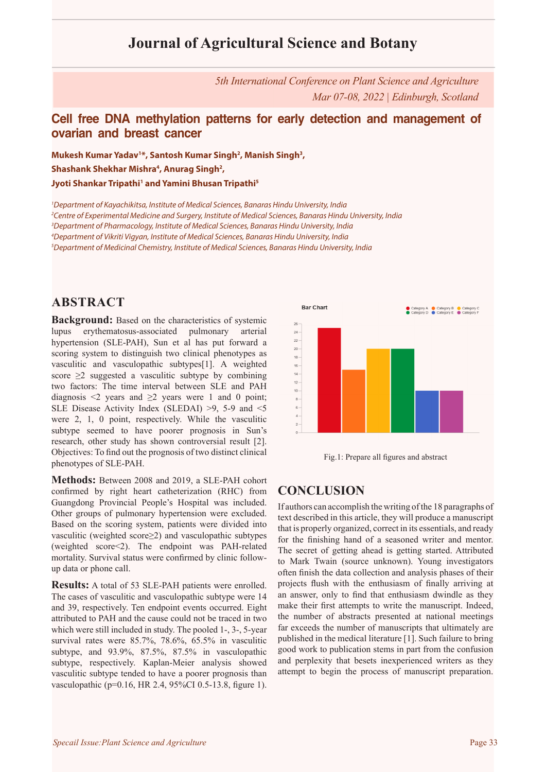# Journal of Agricultural Science and Botany

*5th International Conference on Plant Science and Agriculture*
*Mar 07-08, 2022 | Edinburgh, Scotland*

## Cell free DNA methylation patterns for early detection and management of ovarian and breast cancer

**Mukesh Kumar Yadav[1]*, Santosh Kumar Singh[2], Manish Singh[3], Shashank Shekhar Mishra[4], Anurag Singh[2], Jyoti Shankar Tripathi[1] and Yamini Bhusan Tripathi[5]**

[1]*Department of Kayachikitsa, Institute of Medical Sciences, Banaras Hindu University, India*
[2]*Centre of Experimental Medicine and Surgery, Institute of Medical Sciences, Banaras Hindu University, India*
[3]*Department of Pharmacology, Institute of Medical Sciences, Banaras Hindu University, India*
[4]*Department of Vikriti Vigyan, Institute of Medical Sciences, Banaras Hindu University, India*
[5]*Department of Medicinal Chemistry, Institute of Medical Sciences, Banaras Hindu University, India*

## ABSTRACT

**Background:** Based on the characteristics of systemic lupus erythematosus-associated pulmonary arterial hypertension (SLE-PAH), Sun et al has put forward a scoring system to distinguish two clinical phenotypes as vasculitic and vasculopathic subtypes[1]. A weighted score ≥2 suggested a vasculitic subtype by combining two factors: The time interval between SLE and PAH diagnosis <2 years and ≥2 years were 1 and 0 point; SLE Disease Activity Index (SLEDAI) >9, 5-9 and <5 were 2, 1, 0 point, respectively. While the vasculitic subtype seemed to have poorer prognosis in Sun's research, other study has shown controversial result [2]. Objectives: To find out the prognosis of two distinct clinical phenotypes of SLE-PAH.

**Methods:** Between 2008 and 2019, a SLE-PAH cohort confirmed by right heart catheterization (RHC) from Guangdong Provincial People's Hospital was included. Other groups of pulmonary hypertension were excluded. Based on the scoring system, patients were divided into vasculitic (weighted score≥2) and vasculopathic subtypes (weighted score<2). The endpoint was PAH-related mortality. Survival status were confirmed by clinic follow-up data or phone call.

**Results:** A total of 53 SLE-PAH patients were enrolled. The cases of vasculitic and vasculopathic subtype were 14 and 39, respectively. Ten endpoint events occurred. Eight attributed to PAH and the cause could not be traced in two which were still included in study. The pooled 1-, 3-, 5-year survival rates were 85.7%, 78.6%, 65.5% in vasculitic subtype, and 93.9%, 87.5%, 87.5% in vasculopathic subtype, respectively. Kaplan-Meier analysis showed vasculitic subtype tended to have a poorer prognosis than vasculopathic (p=0.16, HR 2.4, 95%CI 0.5-13.8, figure 1).

Fig.1: Prepare all figures and abstract

## CONCLUSION

If authors can accomplish the writing of the 18 paragraphs of text described in this article, they will produce a manuscript that is properly organized, correct in its essentials, and ready for the finishing hand of a seasoned writer and mentor. The secret of getting ahead is getting started. Attributed to Mark Twain (source unknown). Young investigators often finish the data collection and analysis phases of their projects flush with the enthusiasm of finally arriving at an answer, only to find that enthusiasm dwindle as they make their first attempts to write the manuscript. Indeed, the number of abstracts presented at national meetings far exceeds the number of manuscripts that ultimately are published in the medical literature [1]. Such failure to bring good work to publication stems in part from the confusion and perplexity that besets inexperienced writers as they attempt to begin the process of manuscript preparation.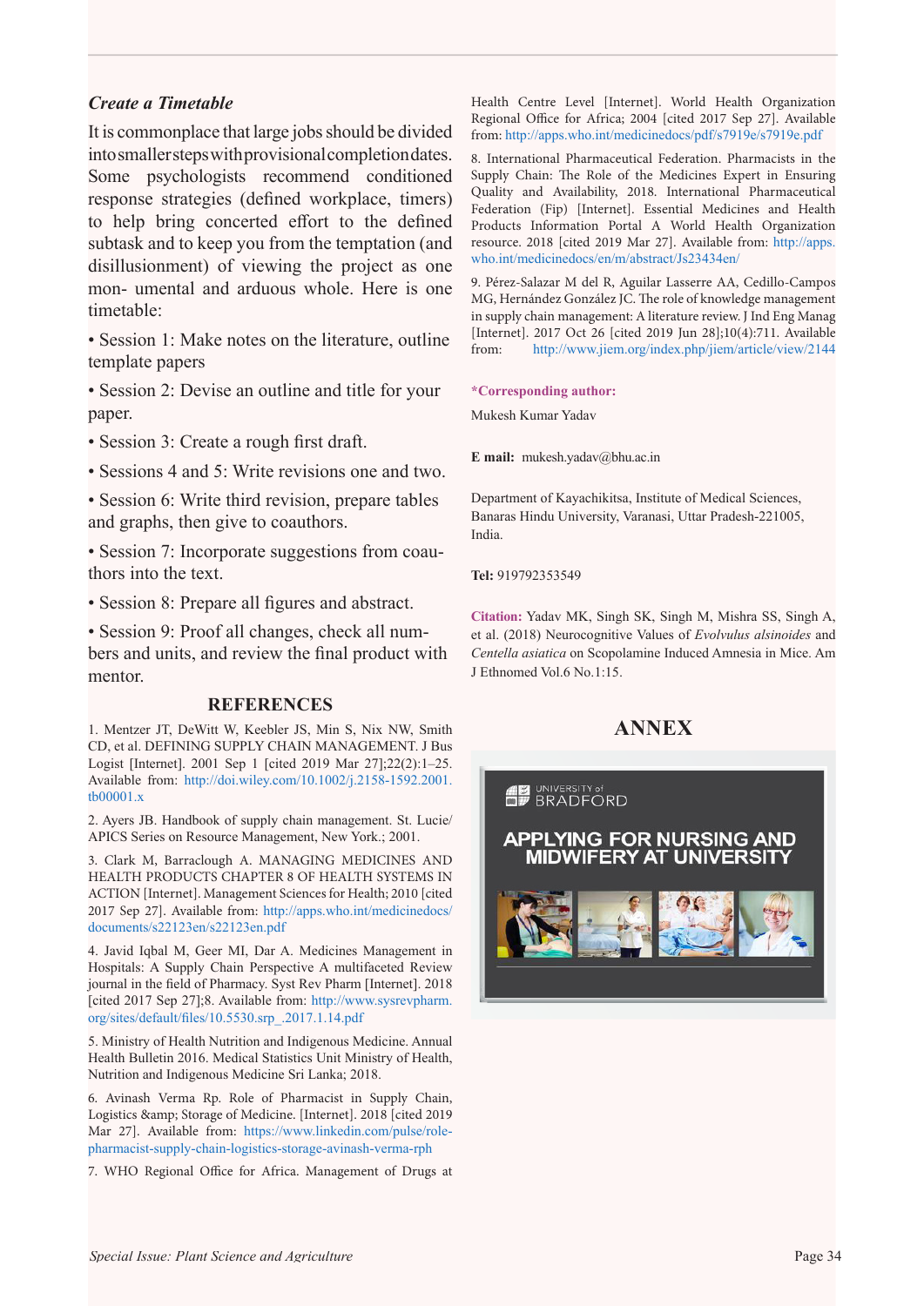### *Create a Timetable*

It is commonplace that large jobs should be divided into smaller steps with provisional completion dates. Some psychologists recommend conditioned response strategies (defined workplace, timers) to help bring concerted effort to the defined subtask and to keep you from the temptation (and disillusionment) of viewing the project as one mon- umental and arduous whole. Here is one timetable:

- Session 1: Make notes on the literature, outline template papers
- Session 2: Devise an outline and title for your paper.
- Session 3: Create a rough first draft.
- Sessions 4 and 5: Write revisions one and two.
- Session 6: Write third revision, prepare tables and graphs, then give to coauthors.
- Session 7: Incorporate suggestions from coau- thors into the text.
- Session 8: Prepare all figures and abstract.
- Session 9: Proof all changes, check all num- bers and units, and review the final product with mentor.

## REFERENCES

1. Mentzer JT, DeWitt W, Keebler JS, Min S, Nix NW, Smith CD, et al. DEFINING SUPPLY CHAIN MANAGEMENT. J Bus Logist [Internet]. 2001 Sep 1 [cited 2019 Mar 27];22(2):1–25. Available from: http://doi.wiley.com/10.1002/j.2158-1592.2001.tb00001.x

2. Ayers JB. Handbook of supply chain management. St. Lucie/APICS Series on Resource Management, New York.; 2001.

3. Clark M, Barraclough A. MANAGING MEDICINES AND HEALTH PRODUCTS CHAPTER 8 OF HEALTH SYSTEMS IN ACTION [Internet]. Management Sciences for Health; 2010 [cited 2017 Sep 27]. Available from: http://apps.who.int/medicinedocs/documents/s22123en/s22123en.pdf

4. Javid Iqbal M, Geer MI, Dar A. Medicines Management in Hospitals: A Supply Chain Perspective A multifaceted Review journal in the field of Pharmacy. Syst Rev Pharm [Internet]. 2018 [cited 2017 Sep 27];8. Available from: http://www.sysrevpharm.org/sites/default/files/10.5530.srp_.2017.1.14.pdf

5. Ministry of Health Nutrition and Indigenous Medicine. Annual Health Bulletin 2016. Medical Statistics Unit Ministry of Health, Nutrition and Indigenous Medicine Sri Lanka; 2018.

6. Avinash Verma Rp. Role of Pharmacist in Supply Chain, Logistics &amp; Storage of Medicine. [Internet]. 2018 [cited 2019 Mar 27]. Available from: https://www.linkedin.com/pulse/role-pharmacist-supply-chain-logistics-storage-avinash-verma-rph

7. WHO Regional Office for Africa. Management of Drugs at Health Centre Level [Internet]. World Health Organization Regional Office for Africa; 2004 [cited 2017 Sep 27]. Available from: http://apps.who.int/medicinedocs/pdf/s7919e/s7919e.pdf

8. International Pharmaceutical Federation. Pharmacists in the Supply Chain: The Role of the Medicines Expert in Ensuring Quality and Availability, 2018. International Pharmaceutical Federation (Fip) [Internet]. Essential Medicines and Health Products Information Portal A World Health Organization resource. 2018 [cited 2019 Mar 27]. Available from: http://apps.who.int/medicinedocs/en/m/abstract/Js23434en/

9. Pérez-Salazar M del R, Aguilar Lasserre AA, Cedillo-Campos MG, Hernández González JC. The role of knowledge management in supply chain management: A literature review. J Ind Eng Manag [Internet]. 2017 Oct 26 [cited 2019 Jun 28];10(4):711. Available from: http://www.jiem.org/index.php/jiem/article/view/2144

**\*Corresponding author:**

Mukesh Kumar Yadav

**E mail:** mukesh.yadav@bhu.ac.in

Department of Kayachikitsa, Institute of Medical Sciences, Banaras Hindu University, Varanasi, Uttar Pradesh-221005, India.

**Tel:** 919792353549

**Citation:** Yadav MK, Singh SK, Singh M, Mishra SS, Singh A, et al. (2018) Neurocognitive Values of *Evolvulus alsinoides* and *Centella asiatica* on Scopolamine Induced Amnesia in Mice. Am J Ethnomed Vol.6 No.1:15.

## ANNEX

UNIVERSITY of BRADFORD

APPLYING FOR NURSING AND MIDWIFERY AT UNIVERSITY